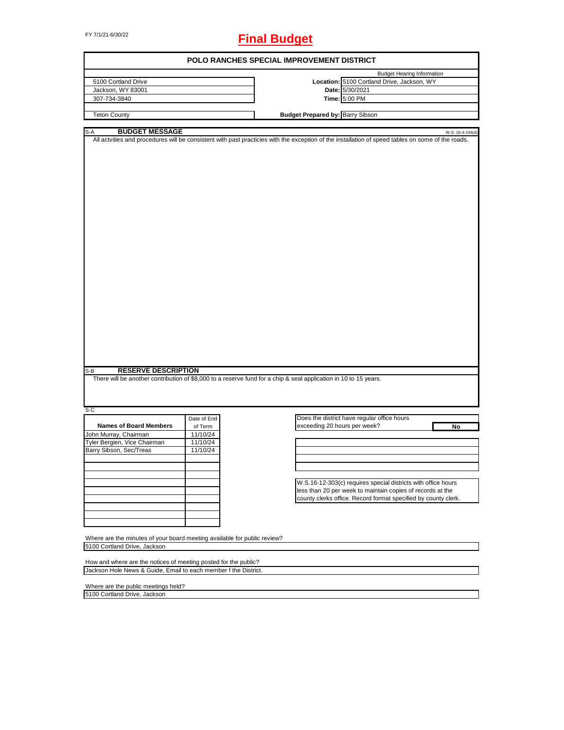FY 7/1/21-6/30/22

# Final Budget

## POLO RANCHES SPECIAL IMPROVEMENT DISTRICT

| | | |
|---|---|---|
| | | Budget Hearing Information |
| 5100 Cortland Drive | **Location:** | 5100 Cortland Drive, Jackson, WY |
| Jackson, WY 83001 | **Date:** | 5/30/2021 |
| 307-734-3840 | **Time:** | 5:00 PM |
| Teton County | **Budget Prepared by:** | Barry Sibson |

### S-A BUDGET MESSAGE

W.S. 16-4-104(d)

All actvities and procedures will be consistent with past practicies with the exception of the installation of speed tables on some of the roads.

### S-B RESERVE DESCRIPTION

There will be another contribution of $8,000 to a reserve fund for a chip & seal application in 10 to 15 years.

### S-C

| Names of Board Members | Date of End of Term |
|---|---|
| John Murray, Chairman | 11/10/24 |
| Tyler Bergien, Vice Chairman | 11/10/24 |
| Barry Sibson, Sec/Treas | 11/10/24 |

Does the district have regular office hours exceeding 20 hours per week? **No**

W.S.16-12-303(c) requires special districts with office hours less than 20 per week to maintain copies of records at the county clerks office. Record format specified by county clerk.

Where are the minutes of your board meeting available for public review?
5100 Cortland Drive, Jackson

How and where are the notices of meeting posted for the public?
Jackson Hole News & Guide, Email to each member f the District.

Where are the public meetings held?
5100 Cortland Drive, Jackson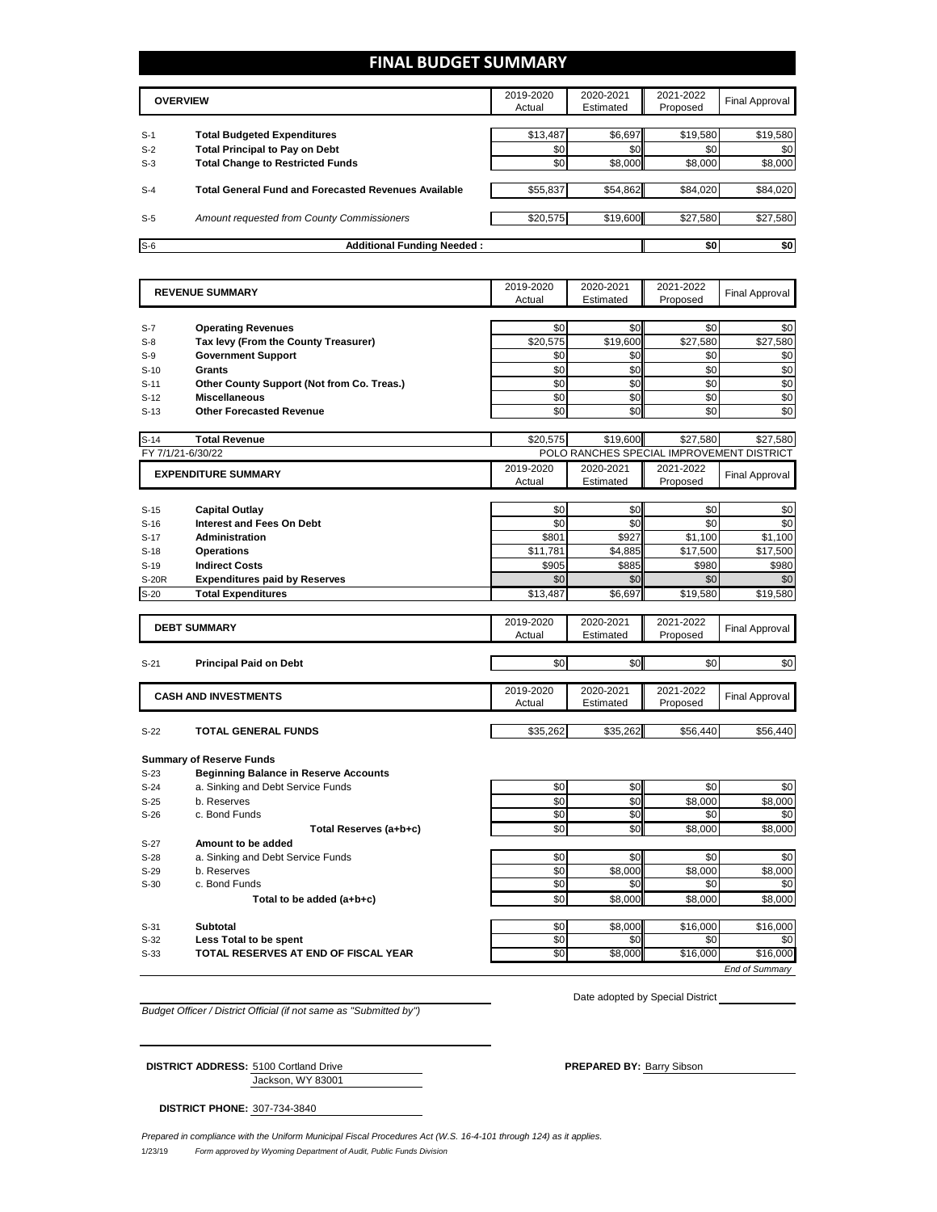# FINAL BUDGET SUMMARY

| | OVERVIEW | 2019-2020 Actual | 2020-2021 Estimated | 2021-2022 Proposed | Final Approval |
|---|---|---|---|---|---|
| S-1 | **Total Budgeted Expenditures** | $13,487 | $6,697 | $19,580 | $19,580 |
| S-2 | **Total Principal to Pay on Debt** | $0 | $0 | $0 | $0 |
| S-3 | **Total Change to Restricted Funds** | $0 | $8,000 | $8,000 | $8,000 |
| S-4 | **Total General Fund and Forecasted Revenues Available** | $55,837 | $54,862 | $84,020 | $84,020 |
| S-5 | *Amount requested from County Commissioners* | $20,575 | $19,600 | $27,580 | $27,580 |
| S-6 | **Additional Funding Needed :** | | | $0 | $0 |

| | REVENUE SUMMARY | 2019-2020 Actual | 2020-2021 Estimated | 2021-2022 Proposed | Final Approval |
|---|---|---|---|---|---|
| S-7 | **Operating Revenues** | $0 | $0 | $0 | $0 |
| S-8 | **Tax levy (From the County Treasurer)** | $20,575 | $19,600 | $27,580 | $27,580 |
| S-9 | **Government Support** | $0 | $0 | $0 | $0 |
| S-10 | **Grants** | $0 | $0 | $0 | $0 |
| S-11 | **Other County Support (Not from Co. Treas.)** | $0 | $0 | $0 | $0 |
| S-12 | **Miscellaneous** | $0 | $0 | $0 | $0 |
| S-13 | **Other Forecasted Revenue** | $0 | $0 | $0 | $0 |
| S-14 | **Total Revenue** | $20,575 | $19,600 | $27,580 | $27,580 |

FY 7/1/21-6/30/22 — POLO RANCHES SPECIAL IMPROVEMENT DISTRICT

| | EXPENDITURE SUMMARY | 2019-2020 Actual | 2020-2021 Estimated | 2021-2022 Proposed | Final Approval |
|---|---|---|---|---|---|
| S-15 | **Capital Outlay** | $0 | $0 | $0 | $0 |
| S-16 | **Interest and Fees On Debt** | $0 | $0 | $0 | $0 |
| S-17 | **Administration** | $801 | $927 | $1,100 | $1,100 |
| S-18 | **Operations** | $11,781 | $4,885 | $17,500 | $17,500 |
| S-19 | **Indirect Costs** | $905 | $885 | $980 | $980 |
| S-20R | **Expenditures paid by Reserves** | $0 | $0 | $0 | $0 |
| S-20 | **Total Expenditures** | $13,487 | $6,697 | $19,580 | $19,580 |

| | DEBT SUMMARY | 2019-2020 Actual | 2020-2021 Estimated | 2021-2022 Proposed | Final Approval |
|---|---|---|---|---|---|
| S-21 | **Principal Paid on Debt** | $0 | $0 | $0 | $0 |

| | CASH AND INVESTMENTS | 2019-2020 Actual | 2020-2021 Estimated | 2021-2022 Proposed | Final Approval |
|---|---|---|---|---|---|
| S-22 | **TOTAL GENERAL FUNDS** | $35,262 | $35,262 | $56,440 | $56,440 |

**Summary of Reserve Funds**

| | | 2019-2020 Actual | 2020-2021 Estimated | 2021-2022 Proposed | Final Approval |
|---|---|---|---|---|---|
| S-23 | **Beginning Balance in Reserve Accounts** | | | | |
| S-24 | a. Sinking and Debt Service Funds | $0 | $0 | $0 | $0 |
| S-25 | b. Reserves | $0 | $0 | $8,000 | $8,000 |
| S-26 | c. Bond Funds | $0 | $0 | $0 | $0 |
| | **Total Reserves (a+b+c)** | $0 | $0 | $8,000 | $8,000 |
| S-27 | **Amount to be added** | | | | |
| S-28 | a. Sinking and Debt Service Funds | $0 | $0 | $0 | $0 |
| S-29 | b. Reserves | $0 | $8,000 | $8,000 | $8,000 |
| S-30 | c. Bond Funds | $0 | $0 | $0 | $0 |
| | **Total to be added (a+b+c)** | $0 | $8,000 | $8,000 | $8,000 |
| S-31 | **Subtotal** | $0 | $8,000 | $16,000 | $16,000 |
| S-32 | **Less Total to be spent** | $0 | $0 | $0 | $0 |
| S-33 | **TOTAL RESERVES AT END OF FISCAL YEAR** | $0 | $8,000 | $16,000 | $16,000 |

*End of Summary*

*Budget Officer / District Official (if not same as "Submitted by")*

Date adopted by Special District

**DISTRICT ADDRESS:** 5100 Cortland Drive
Jackson, WY 83001

**PREPARED BY:** Barry Sibson

**DISTRICT PHONE:** 307-734-3840

*Prepared in compliance with the Uniform Municipal Fiscal Procedures Act (W.S. 16-4-101 through 124) as it applies.*

1/23/19 *Form approved by Wyoming Department of Audit, Public Funds Division*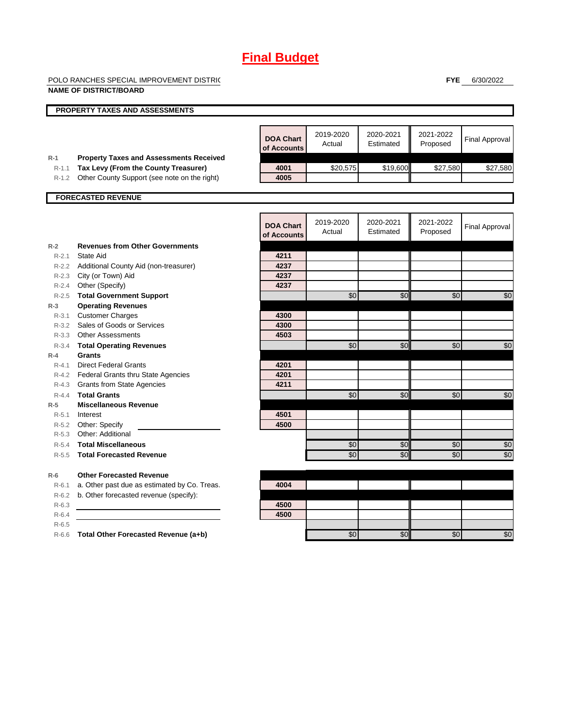# Final Budget

POLO RANCHES SPECIAL IMPROVEMENT DISTRIC
**NAME OF DISTRICT/BOARD**

**FYE** 6/30/2022

## PROPERTY TAXES AND ASSESSMENTS

| | | DOA Chart of Accounts | 2019-2020 Actual | 2020-2021 Estimated | 2021-2022 Proposed | Final Approval |
|---|---|---|---|---|---|---|
| R-1 | **Property Taxes and Assessments Received** | | | | | |
| R-1.1 | **Tax Levy (From the County Treasurer)** | 4001 | $20,575 | $19,600 | $27,580 | $27,580 |
| R-1.2 | Other County Support (see note on the right) | 4005 | | | | |

## FORECASTED REVENUE

| | | DOA Chart of Accounts | 2019-2020 Actual | 2020-2021 Estimated | 2021-2022 Proposed | Final Approval |
|---|---|---|---|---|---|---|
| R-2 | **Revenues from Other Governments** | | | | | |
| R-2.1 | State Aid | 4211 | | | | |
| R-2.2 | Additional County Aid (non-treasurer) | 4237 | | | | |
| R-2.3 | City (or Town) Aid | 4237 | | | | |
| R-2.4 | Other (Specify) | 4237 | | | | |
| R-2.5 | **Total Government Support** | | $0 | $0 | $0 | $0 |
| R-3 | **Operating Revenues** | | | | | |
| R-3.1 | Customer Charges | 4300 | | | | |
| R-3.2 | Sales of Goods or Services | 4300 | | | | |
| R-3.3 | Other Assessments | 4503 | | | | |
| R-3.4 | **Total Operating Revenues** | | $0 | $0 | $0 | $0 |
| R-4 | **Grants** | | | | | |
| R-4.1 | Direct Federal Grants | 4201 | | | | |
| R-4.2 | Federal Grants thru State Agencies | 4201 | | | | |
| R-4.3 | Grants from State Agencies | 4211 | | | | |
| R-4.4 | **Total Grants** | | $0 | $0 | $0 | $0 |
| R-5 | **Miscellaneous Revenue** | | | | | |
| R-5.1 | Interest | 4501 | | | | |
| R-5.2 | Other: Specify | 4500 | | | | |
| R-5.3 | Other: Additional | | | | | |
| R-5.4 | **Total Miscellaneous** | | $0 | $0 | $0 | $0 |
| R-5.5 | **Total Forecasted Revenue** | | $0 | $0 | $0 | $0 |
| R-6 | **Other Forecasted Revenue** | | | | | |
| R-6.1 | a. Other past due as estimated by Co. Treas. | 4004 | | | | |
| R-6.2 | b. Other forecasted revenue (specify): | | | | | |
| R-6.3 | | 4500 | | | | |
| R-6.4 | | 4500 | | | | |
| R-6.5 | | | | | | |
| R-6.6 | **Total Other Forecasted Revenue (a+b)** | | $0 | $0 | $0 | $0 |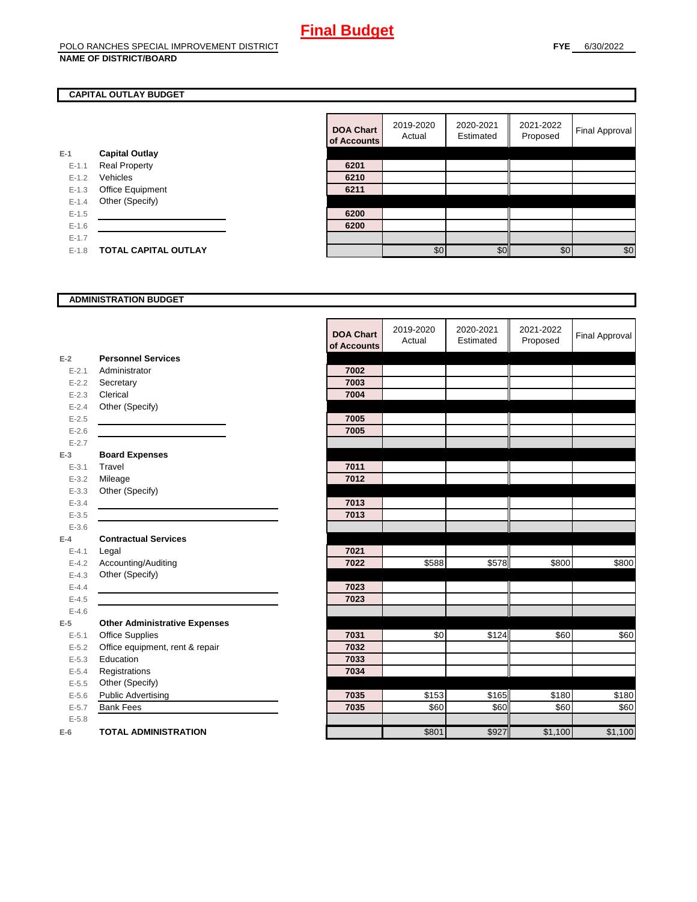# Final Budget

POLO RANCHES SPECIAL IMPROVEMENT DISTRICT
**NAME OF DISTRICT/BOARD**

**FYE** 6/30/2022

## CAPITAL OUTLAY BUDGET

| | | DOA Chart of Accounts | 2019-2020 Actual | 2020-2021 Estimated | 2021-2022 Proposed | Final Approval |
|---|---|---|---|---|---|---|
| E-1 | **Capital Outlay** | | | | | |
| E-1.1 | Real Property | 6201 | | | | |
| E-1.2 | Vehicles | 6210 | | | | |
| E-1.3 | Office Equipment | 6211 | | | | |
| E-1.4 | Other (Specify) | | | | | |
| E-1.5 | | 6200 | | | | |
| E-1.6 | | 6200 | | | | |
| E-1.7 | | | | | | |
| E-1.8 | **TOTAL CAPITAL OUTLAY** | | $0 | $0 | $0 | $0 |

## ADMINISTRATION BUDGET

| | | DOA Chart of Accounts | 2019-2020 Actual | 2020-2021 Estimated | 2021-2022 Proposed | Final Approval |
|---|---|---|---|---|---|---|
| E-2 | **Personnel Services** | | | | | |
| E-2.1 | Administrator | 7002 | | | | |
| E-2.2 | Secretary | 7003 | | | | |
| E-2.3 | Clerical | 7004 | | | | |
| E-2.4 | Other (Specify) | | | | | |
| E-2.5 | | 7005 | | | | |
| E-2.6 | | 7005 | | | | |
| E-2.7 | | | | | | |
| E-3 | **Board Expenses** | | | | | |
| E-3.1 | Travel | 7011 | | | | |
| E-3.2 | Mileage | 7012 | | | | |
| E-3.3 | Other (Specify) | | | | | |
| E-3.4 | | 7013 | | | | |
| E-3.5 | | 7013 | | | | |
| E-3.6 | | | | | | |
| E-4 | **Contractual Services** | | | | | |
| E-4.1 | Legal | 7021 | | | | |
| E-4.2 | Accounting/Auditing | 7022 | $588 | $578 | $800 | $800 |
| E-4.3 | Other (Specify) | | | | | |
| E-4.4 | | 7023 | | | | |
| E-4.5 | | 7023 | | | | |
| E-4.6 | | | | | | |
| E-5 | **Other Administrative Expenses** | | | | | |
| E-5.1 | Office Supplies | 7031 | $0 | $124 | $60 | $60 |
| E-5.2 | Office equipment, rent & repair | 7032 | | | | |
| E-5.3 | Education | 7033 | | | | |
| E-5.4 | Registrations | 7034 | | | | |
| E-5.5 | Other (Specify) | | | | | |
| E-5.6 | Public Advertising | 7035 | $153 | $165 | $180 | $180 |
| E-5.7 | Bank Fees | 7035 | $60 | $60 | $60 | $60 |
| E-5.8 | | | | | | |
| E-6 | **TOTAL ADMINISTRATION** | | $801 | $927 | $1,100 | $1,100 |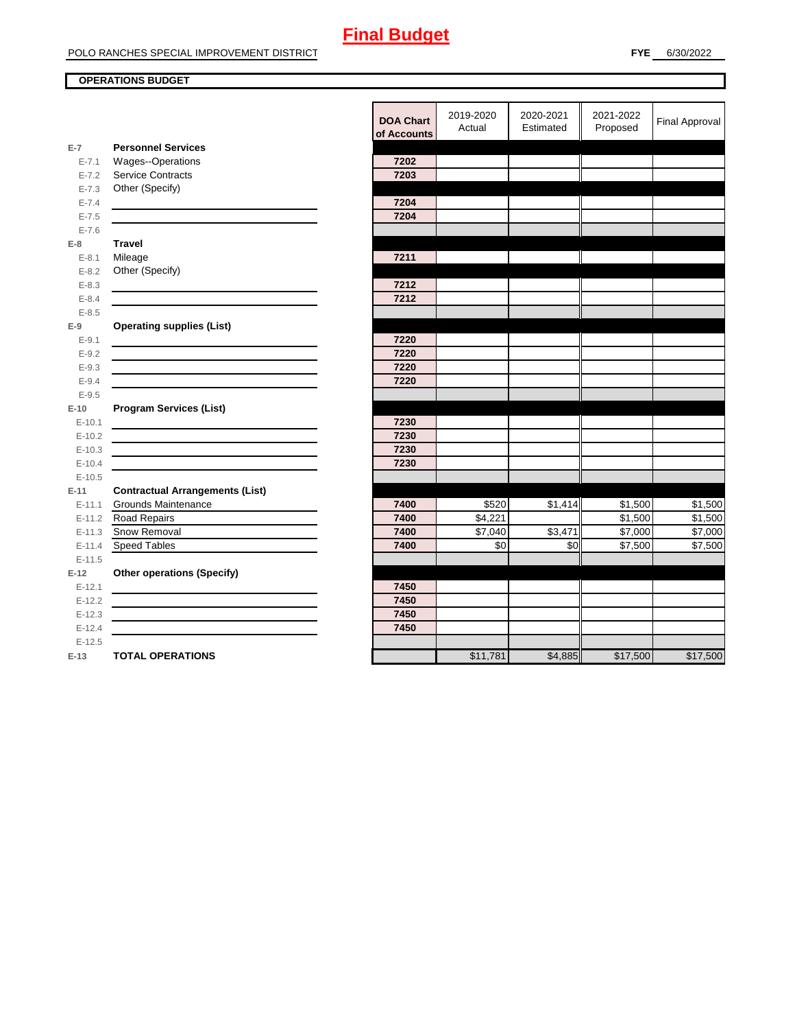# Final Budget

POLO RANCHES SPECIAL IMPROVEMENT DISTRICT

**FYE** 6/30/2022

**OPERATIONS BUDGET**

| | | DOA Chart of Accounts | 2019-2020 Actual | 2020-2021 Estimated | 2021-2022 Proposed | Final Approval |
|---|---|---|---|---|---|---|
| **E-7** | **Personnel Services** | | | | | |
| E-7.1 | Wages--Operations | 7202 | | | | |
| E-7.2 | Service Contracts | 7203 | | | | |
| E-7.3 | Other (Specify) | | | | | |
| E-7.4 | | 7204 | | | | |
| E-7.5 | | 7204 | | | | |
| E-7.6 | | | | | | |
| **E-8** | **Travel** | | | | | |
| E-8.1 | Mileage | 7211 | | | | |
| E-8.2 | Other (Specify) | | | | | |
| E-8.3 | | 7212 | | | | |
| E-8.4 | | 7212 | | | | |
| E-8.5 | | | | | | |
| **E-9** | **Operating supplies (List)** | | | | | |
| E-9.1 | | 7220 | | | | |
| E-9.2 | | 7220 | | | | |
| E-9.3 | | 7220 | | | | |
| E-9.4 | | 7220 | | | | |
| E-9.5 | | | | | | |
| **E-10** | **Program Services (List)** | | | | | |
| E-10.1 | | 7230 | | | | |
| E-10.2 | | 7230 | | | | |
| E-10.3 | | 7230 | | | | |
| E-10.4 | | 7230 | | | | |
| E-10.5 | | | | | | |
| **E-11** | **Contractual Arrangements (List)** | | | | | |
| E-11.1 | Grounds Maintenance | 7400 | $520 | $1,414 | $1,500 | $1,500 |
| E-11.2 | Road Repairs | 7400 | $4,221 | | $1,500 | $1,500 |
| E-11.3 | Snow Removal | 7400 | $7,040 | $3,471 | $7,000 | $7,000 |
| E-11.4 | Speed Tables | 7400 | $0 | $0 | $7,500 | $7,500 |
| E-11.5 | | | | | | |
| **E-12** | **Other operations (Specify)** | | | | | |
| E-12.1 | | 7450 | | | | |
| E-12.2 | | 7450 | | | | |
| E-12.3 | | 7450 | | | | |
| E-12.4 | | 7450 | | | | |
| E-12.5 | | | | | | |
| **E-13** | **TOTAL OPERATIONS** | | $11,781 | $4,885 | $17,500 | $17,500 |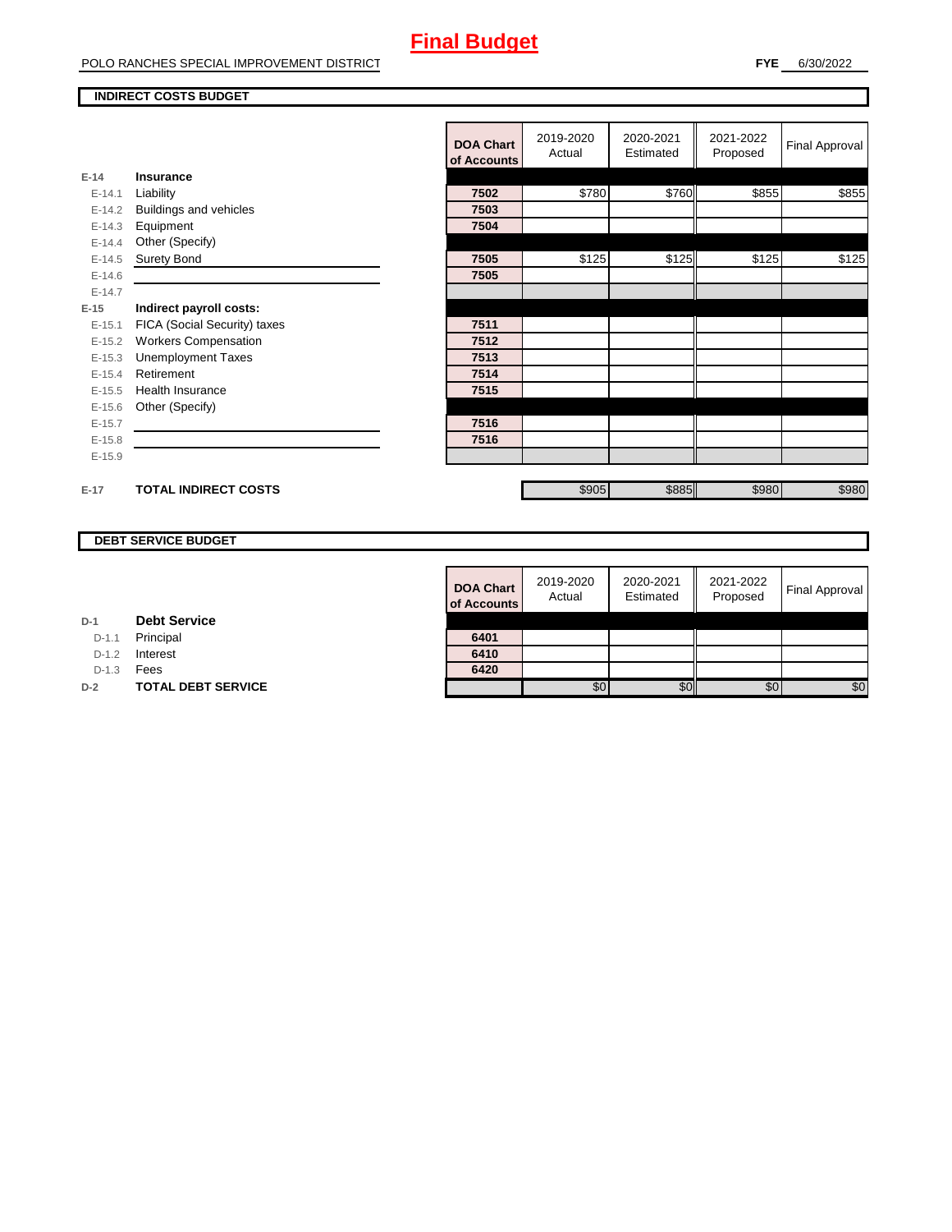# Final Budget

POLO RANCHES SPECIAL IMPROVEMENT DISTRICT

**FYE** 6/30/2022

**INDIRECT COSTS BUDGET**

| | | DOA Chart of Accounts | 2019-2020 Actual | 2020-2021 Estimated | 2021-2022 Proposed | Final Approval |
|---|---|---|---|---|---|---|
| E-14 | **Insurance** | | | | | |
| E-14.1 | Liability | 7502 | $780 | $760 | $855 | $855 |
| E-14.2 | Buildings and vehicles | 7503 | | | | |
| E-14.3 | Equipment | 7504 | | | | |
| E-14.4 | Other (Specify) | | | | | |
| E-14.5 | Surety Bond | 7505 | $125 | $125 | $125 | $125 |
| E-14.6 | | 7505 | | | | |
| E-14.7 | | | | | | |
| E-15 | **Indirect payroll costs:** | | | | | |
| E-15.1 | FICA (Social Security) taxes | 7511 | | | | |
| E-15.2 | Workers Compensation | 7512 | | | | |
| E-15.3 | Unemployment Taxes | 7513 | | | | |
| E-15.4 | Retirement | 7514 | | | | |
| E-15.5 | Health Insurance | 7515 | | | | |
| E-15.6 | Other (Specify) | | | | | |
| E-15.7 | | 7516 | | | | |
| E-15.8 | | 7516 | | | | |
| E-15.9 | | | | | | |
| E-17 | **TOTAL INDIRECT COSTS** | | $905 | $885 | $980 | $980 |

**DEBT SERVICE BUDGET**

| | | DOA Chart of Accounts | 2019-2020 Actual | 2020-2021 Estimated | 2021-2022 Proposed | Final Approval |
|---|---|---|---|---|---|---|
| D-1 | **Debt Service** | | | | | |
| D-1.1 | Principal | 6401 | | | | |
| D-1.2 | Interest | 6410 | | | | |
| D-1.3 | Fees | 6420 | | | | |
| D-2 | **TOTAL DEBT SERVICE** | | $0 | $0 | $0 | $0 |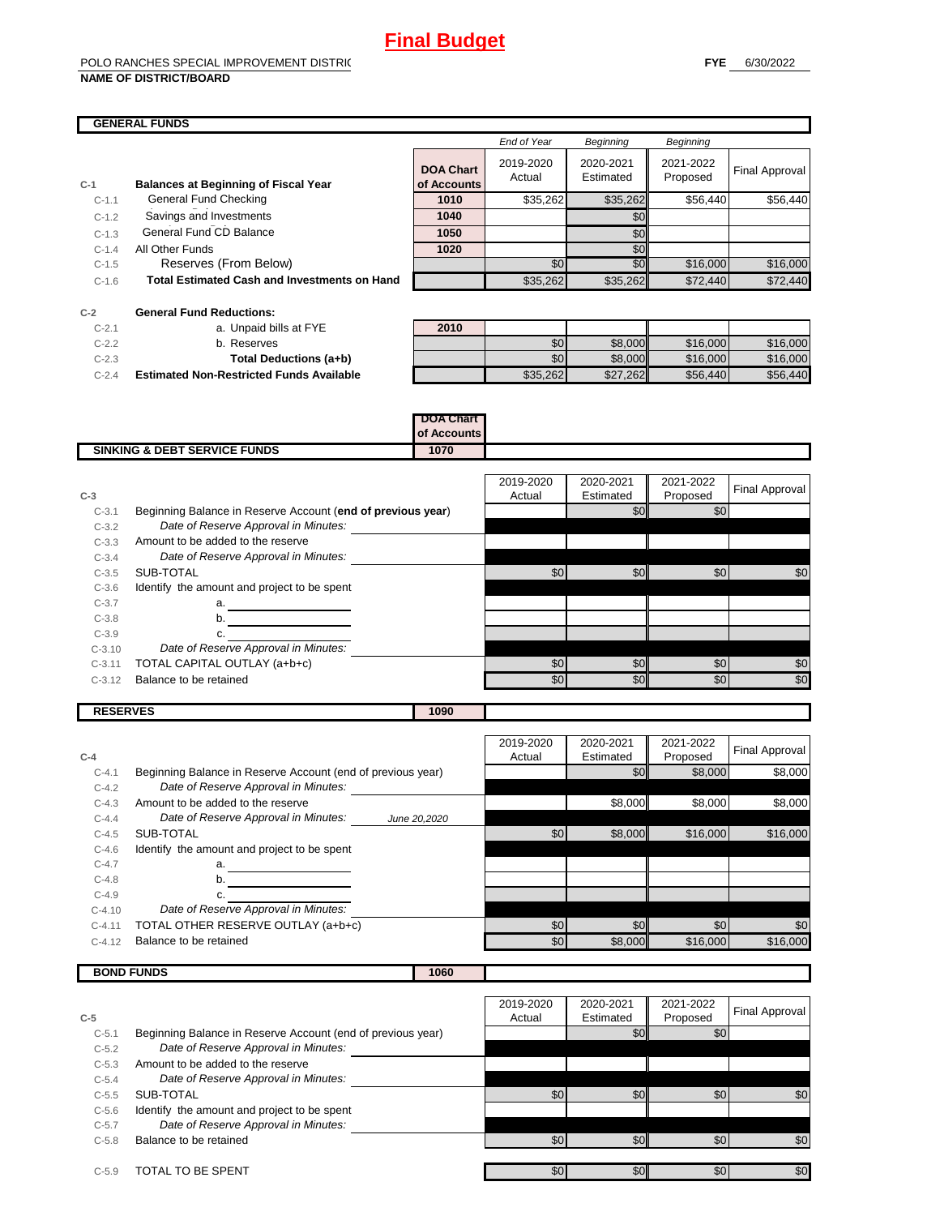# Final Budget

POLO RANCHES SPECIAL IMPROVEMENT DISTRIC

**NAME OF DISTRICT/BOARD**

**FYE** 6/30/2022

**GENERAL FUNDS**

| | | DOA Chart of Accounts | End of Year 2019-2020 Actual | Beginning 2020-2021 Estimated | Beginning 2021-2022 Proposed | Final Approval |
|---|---|---|---|---|---|---|
| **C-1** | **Balances at Beginning of Fiscal Year** | | | | | |
| C-1.1 | General Fund Checking | 1010 | $35,262 | $35,262 | $56,440 | $56,440 |
| C-1.2 | Savings and Investments | 1040 | | $0 | | |
| C-1.3 | General Fund CD Balance | 1050 | | $0 | | |
| C-1.4 | All Other Funds | 1020 | | $0 | | |
| C-1.5 | Reserves (From Below) | | $0 | $0 | $16,000 | $16,000 |
| C-1.6 | **Total Estimated Cash and Investments on Hand** | | $35,262 | $35,262 | $72,440 | $72,440 |
| **C-2** | **General Fund Reductions:** | | | | | |
| C-2.1 | a. Unpaid bills at FYE | 2010 | | | | |
| C-2.2 | b. Reserves | | $0 | $8,000 | $16,000 | $16,000 |
| C-2.3 | **Total Deductions (a+b)** | | $0 | $8,000 | $16,000 | $16,000 |
| C-2.4 | **Estimated Non-Restricted Funds Available** | | $35,262 | $27,262 | $56,440 | $56,440 |

**SINKING & DEBT SERVICE FUNDS** — DOA Chart of Accounts 1070

| C-3 | | 2019-2020 Actual | 2020-2021 Estimated | 2021-2022 Proposed | Final Approval |
|---|---|---|---|---|---|
| C-3.1 | Beginning Balance in Reserve Account (**end of previous year**) | | $0 | $0 | |
| C-3.2 | *Date of Reserve Approval in Minutes:* | | | | |
| C-3.3 | Amount to be added to the reserve | | | | |
| C-3.4 | *Date of Reserve Approval in Minutes:* | | | | |
| C-3.5 | SUB-TOTAL | $0 | $0 | $0 | $0 |
| C-3.6 | Identify the amount and project to be spent | | | | |
| C-3.7 | a. | | | | |
| C-3.8 | b. | | | | |
| C-3.9 | c. | | | | |
| C-3.10 | *Date of Reserve Approval in Minutes:* | | | | |
| C-3.11 | TOTAL CAPITAL OUTLAY (a+b+c) | $0 | $0 | $0 | $0 |
| C-3.12 | Balance to be retained | $0 | $0 | $0 | $0 |

**RESERVES** — 1090

| C-4 | | 2019-2020 Actual | 2020-2021 Estimated | 2021-2022 Proposed | Final Approval |
|---|---|---|---|---|---|
| C-4.1 | Beginning Balance in Reserve Account (end of previous year) | | $0 | $8,000 | $8,000 |
| C-4.2 | *Date of Reserve Approval in Minutes:* | | | | |
| C-4.3 | Amount to be added to the reserve | | $8,000 | $8,000 | $8,000 |
| C-4.4 | *Date of Reserve Approval in Minutes:* *June 20,2020* | | | | |
| C-4.5 | SUB-TOTAL | $0 | $8,000 | $16,000 | $16,000 |
| C-4.6 | Identify the amount and project to be spent | | | | |
| C-4.7 | a. | | | | |
| C-4.8 | b. | | | | |
| C-4.9 | c. | | | | |
| C-4.10 | *Date of Reserve Approval in Minutes:* | | | | |
| C-4.11 | TOTAL OTHER RESERVE OUTLAY (a+b+c) | $0 | $0 | $0 | $0 |
| C-4.12 | Balance to be retained | $0 | $8,000 | $16,000 | $16,000 |

**BOND FUNDS** — 1060

| C-5 | | 2019-2020 Actual | 2020-2021 Estimated | 2021-2022 Proposed | Final Approval |
|---|---|---|---|---|---|
| C-5.1 | Beginning Balance in Reserve Account (end of previous year) | | $0 | $0 | |
| C-5.2 | *Date of Reserve Approval in Minutes:* | | | | |
| C-5.3 | Amount to be added to the reserve | | | | |
| C-5.4 | *Date of Reserve Approval in Minutes:* | | | | |
| C-5.5 | SUB-TOTAL | $0 | $0 | $0 | $0 |
| C-5.6 | Identify the amount and project to be spent | | | | |
| C-5.7 | *Date of Reserve Approval in Minutes:* | | | | |
| C-5.8 | Balance to be retained | $0 | $0 | $0 | $0 |
| C-5.9 | TOTAL TO BE SPENT | $0 | $0 | $0 | $0 |